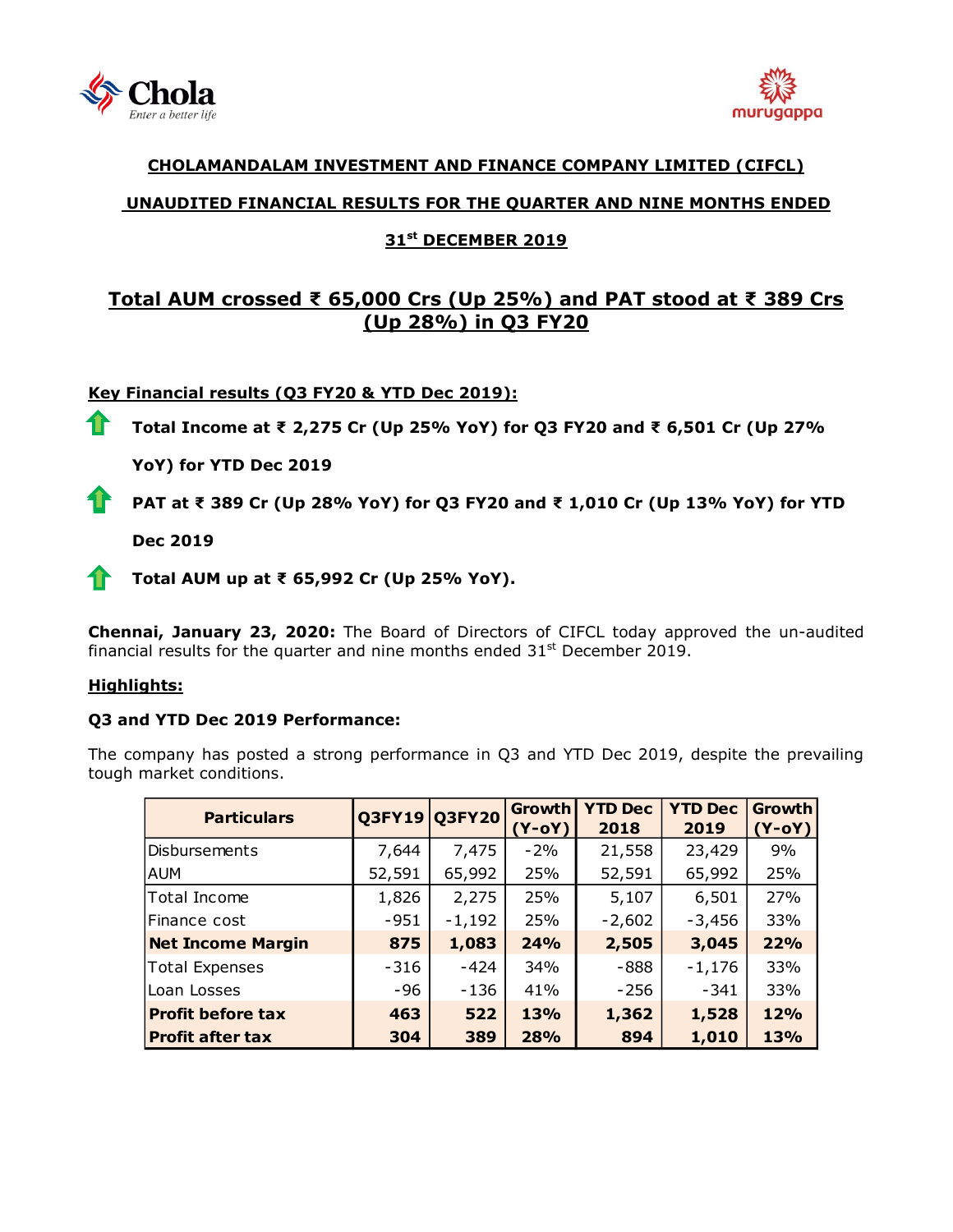## CHOLAMANDALAM INVESTMENT AND FINANCE COMPANY LIMITED (CIFCL)

## UNAUDITED FINANCIAL RESULTS FOR THE QUARTER AND NINE MONTHS ENDED

## 31st DECEMBER 2019

# Total AUM crossed ₹ 65,000 Crs (Up 25%) and PAT stood at ₹ 389 Crs (Up 28%) in Q3 FY20

**Key Financial results (Q3 FY20 & YTD Dec 2019):**

- **Total Income at ₹ 2,275 Cr (Up 25% YoY) for Q3 FY20 and ₹ 6,501 Cr (Up 27% YoY) for YTD Dec 2019**
- **PAT at ₹ 389 Cr (Up 28% YoY) for Q3 FY20 and ₹ 1,010 Cr (Up 13% YoY) for YTD Dec 2019**
- **Total AUM up at ₹ 65,992 Cr (Up 25% YoY).**

**Chennai, January 23, 2020:** The Board of Directors of CIFCL today approved the un-audited financial results for the quarter and nine months ended 31st December 2019.

**Highlights:**

**Q3 and YTD Dec 2019 Performance:**

The company has posted a strong performance in Q3 and YTD Dec 2019, despite the prevailing tough market conditions.

| Particulars | Q3FY19 | Q3FY20 | Growth (Y-oY) | YTD Dec 2018 | YTD Dec 2019 | Growth (Y-oY) |
|---|---|---|---|---|---|---|
| Disbursements | 7,644 | 7,475 | -2% | 21,558 | 23,429 | 9% |
| AUM | 52,591 | 65,992 | 25% | 52,591 | 65,992 | 25% |
| Total Income | 1,826 | 2,275 | 25% | 5,107 | 6,501 | 27% |
| Finance cost | -951 | -1,192 | 25% | -2,602 | -3,456 | 33% |
| **Net Income Margin** | **875** | **1,083** | **24%** | **2,505** | **3,045** | **22%** |
| Total Expenses | -316 | -424 | 34% | -888 | -1,176 | 33% |
| Loan Losses | -96 | -136 | 41% | -256 | -341 | 33% |
| **Profit before tax** | **463** | **522** | **13%** | **1,362** | **1,528** | **12%** |
| **Profit after tax** | **304** | **389** | **28%** | **894** | **1,010** | **13%** |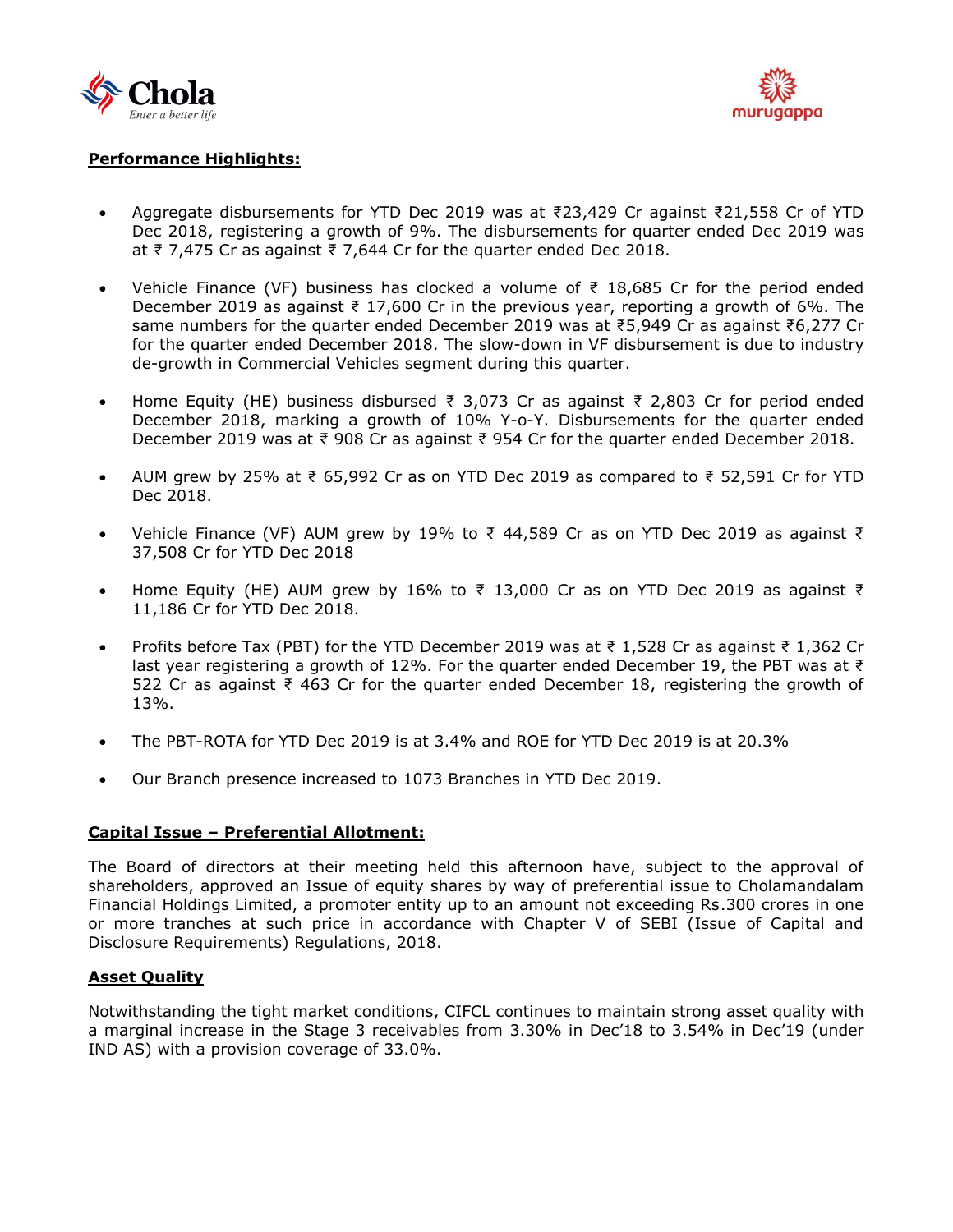## **Performance Highlights:**

- Aggregate disbursements for YTD Dec 2019 was at ₹23,429 Cr against ₹21,558 Cr of YTD Dec 2018, registering a growth of 9%. The disbursements for quarter ended Dec 2019 was at ₹ 7,475 Cr as against ₹ 7,644 Cr for the quarter ended Dec 2018.
- Vehicle Finance (VF) business has clocked a volume of ₹ 18,685 Cr for the period ended December 2019 as against ₹ 17,600 Cr in the previous year, reporting a growth of 6%. The same numbers for the quarter ended December 2019 was at ₹5,949 Cr as against ₹6,277 Cr for the quarter ended December 2018. The slow-down in VF disbursement is due to industry de-growth in Commercial Vehicles segment during this quarter.
- Home Equity (HE) business disbursed ₹ 3,073 Cr as against ₹ 2,803 Cr for period ended December 2018, marking a growth of 10% Y-o-Y. Disbursements for the quarter ended December 2019 was at ₹ 908 Cr as against ₹ 954 Cr for the quarter ended December 2018.
- AUM grew by 25% at ₹ 65,992 Cr as on YTD Dec 2019 as compared to ₹ 52,591 Cr for YTD Dec 2018.
- Vehicle Finance (VF) AUM grew by 19% to ₹ 44,589 Cr as on YTD Dec 2019 as against ₹ 37,508 Cr for YTD Dec 2018
- Home Equity (HE) AUM grew by 16% to ₹ 13,000 Cr as on YTD Dec 2019 as against ₹ 11,186 Cr for YTD Dec 2018.
- Profits before Tax (PBT) for the YTD December 2019 was at ₹ 1,528 Cr as against ₹ 1,362 Cr last year registering a growth of 12%. For the quarter ended December 19, the PBT was at ₹ 522 Cr as against ₹ 463 Cr for the quarter ended December 18, registering the growth of 13%.
- The PBT-ROTA for YTD Dec 2019 is at 3.4% and ROE for YTD Dec 2019 is at 20.3%
- Our Branch presence increased to 1073 Branches in YTD Dec 2019.

## **Capital Issue – Preferential Allotment:**

The Board of directors at their meeting held this afternoon have, subject to the approval of shareholders, approved an Issue of equity shares by way of preferential issue to Cholamandalam Financial Holdings Limited, a promoter entity up to an amount not exceeding Rs.300 crores in one or more tranches at such price in accordance with Chapter V of SEBI (Issue of Capital and Disclosure Requirements) Regulations, 2018.

## **Asset Quality**

Notwithstanding the tight market conditions, CIFCL continues to maintain strong asset quality with a marginal increase in the Stage 3 receivables from 3.30% in Dec'18 to 3.54% in Dec'19 (under IND AS) with a provision coverage of 33.0%.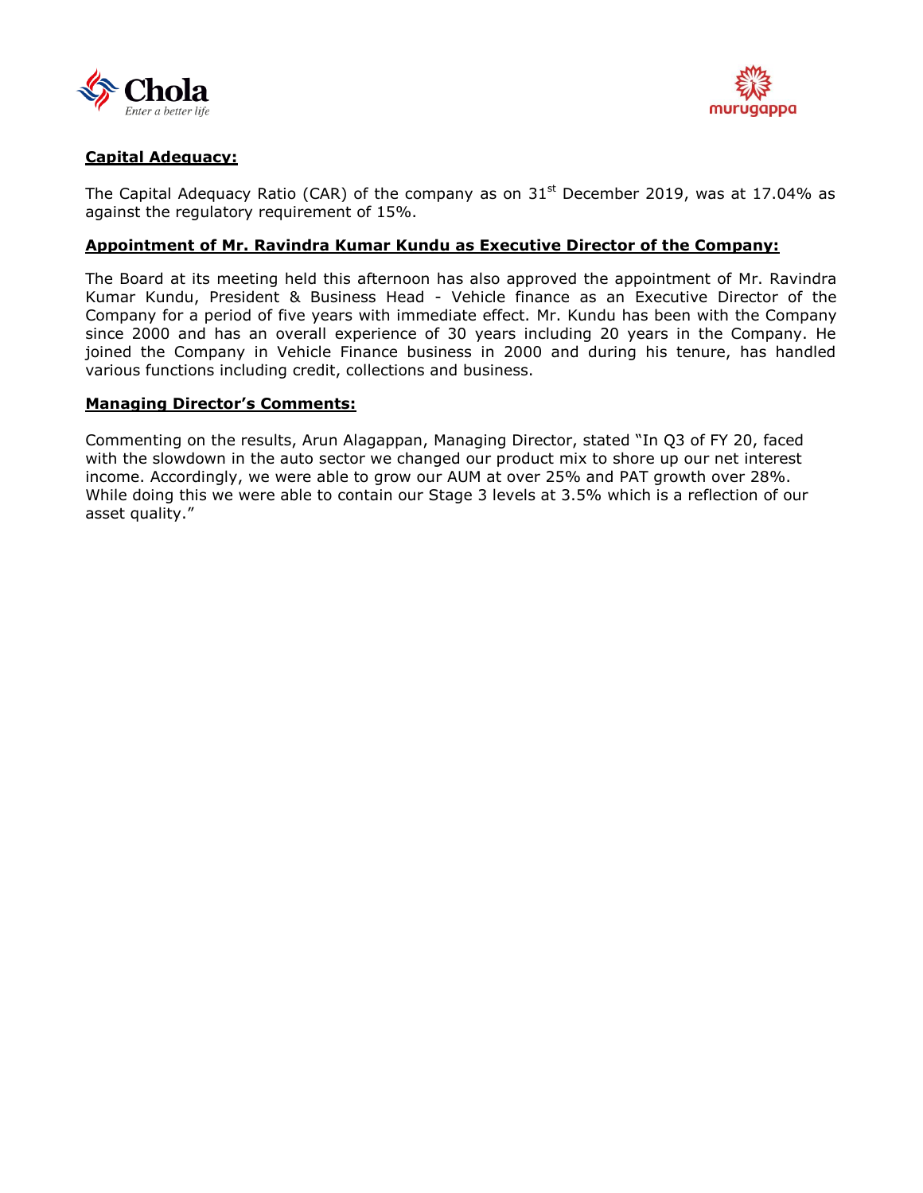**Capital Adequacy:**

The Capital Adequacy Ratio (CAR) of the company as on 31st December 2019, was at 17.04% as against the regulatory requirement of 15%.

**Appointment of Mr. Ravindra Kumar Kundu as Executive Director of the Company:**

The Board at its meeting held this afternoon has also approved the appointment of Mr. Ravindra Kumar Kundu, President & Business Head - Vehicle finance as an Executive Director of the Company for a period of five years with immediate effect. Mr. Kundu has been with the Company since 2000 and has an overall experience of 30 years including 20 years in the Company. He joined the Company in Vehicle Finance business in 2000 and during his tenure, has handled various functions including credit, collections and business.

**Managing Director's Comments:**

Commenting on the results, Arun Alagappan, Managing Director, stated "In Q3 of FY 20, faced with the slowdown in the auto sector we changed our product mix to shore up our net interest income. Accordingly, we were able to grow our AUM at over 25% and PAT growth over 28%. While doing this we were able to contain our Stage 3 levels at 3.5% which is a reflection of our asset quality."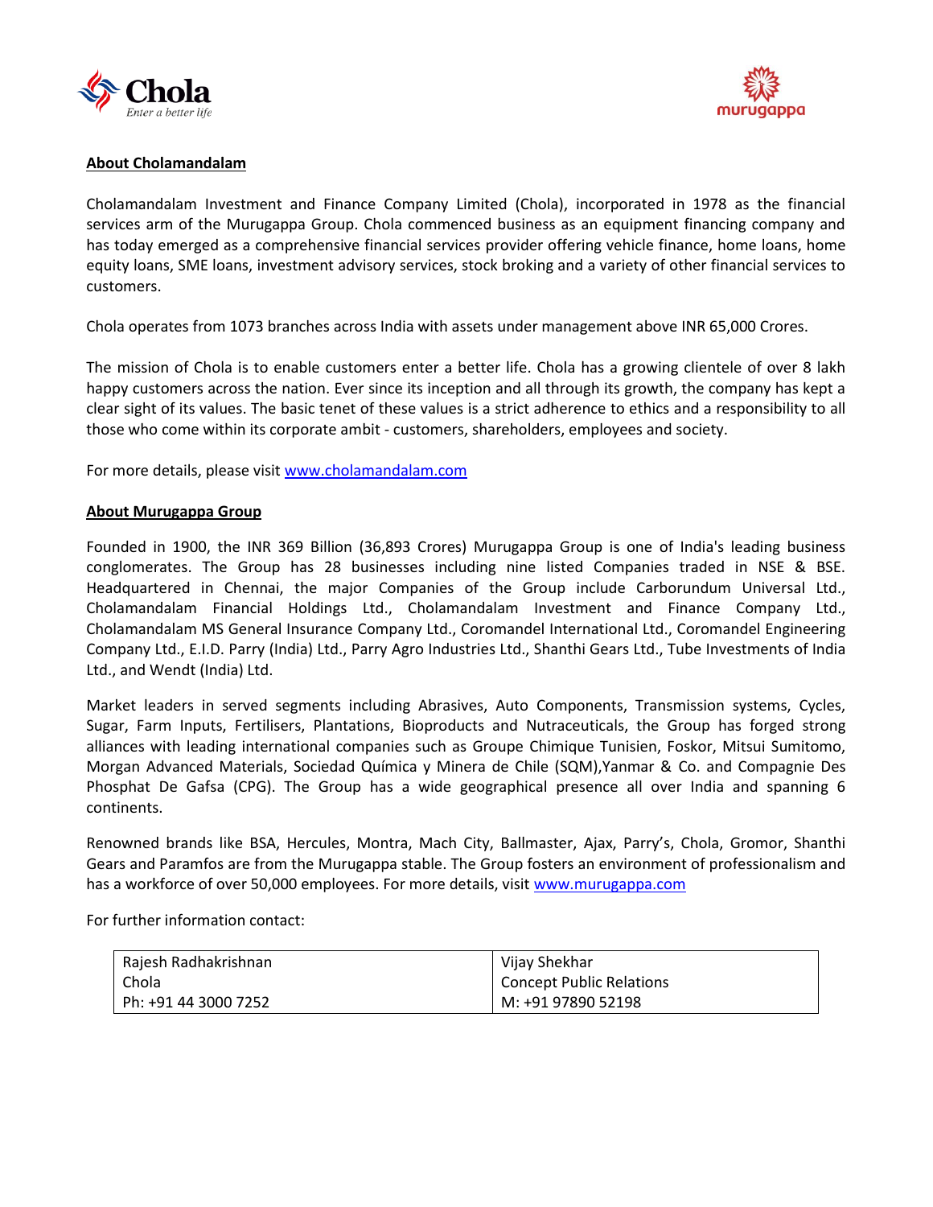## About Cholamandalam

Cholamandalam Investment and Finance Company Limited (Chola), incorporated in 1978 as the financial services arm of the Murugappa Group. Chola commenced business as an equipment financing company and has today emerged as a comprehensive financial services provider offering vehicle finance, home loans, home equity loans, SME loans, investment advisory services, stock broking and a variety of other financial services to customers.

Chola operates from 1073 branches across India with assets under management above INR 65,000 Crores.

The mission of Chola is to enable customers enter a better life. Chola has a growing clientele of over 8 lakh happy customers across the nation. Ever since its inception and all through its growth, the company has kept a clear sight of its values. The basic tenet of these values is a strict adherence to ethics and a responsibility to all those who come within its corporate ambit - customers, shareholders, employees and society.

For more details, please visit [www.cholamandalam.com](http://www.cholamandalam.com)

## About Murugappa Group

Founded in 1900, the INR 369 Billion (36,893 Crores) Murugappa Group is one of India's leading business conglomerates. The Group has 28 businesses including nine listed Companies traded in NSE & BSE. Headquartered in Chennai, the major Companies of the Group include Carborundum Universal Ltd., Cholamandalam Financial Holdings Ltd., Cholamandalam Investment and Finance Company Ltd., Cholamandalam MS General Insurance Company Ltd., Coromandel International Ltd., Coromandel Engineering Company Ltd., E.I.D. Parry (India) Ltd., Parry Agro Industries Ltd., Shanthi Gears Ltd., Tube Investments of India Ltd., and Wendt (India) Ltd.

Market leaders in served segments including Abrasives, Auto Components, Transmission systems, Cycles, Sugar, Farm Inputs, Fertilisers, Plantations, Bioproducts and Nutraceuticals, the Group has forged strong alliances with leading international companies such as Groupe Chimique Tunisien, Foskor, Mitsui Sumitomo, Morgan Advanced Materials, Sociedad Química y Minera de Chile (SQM),Yanmar & Co. and Compagnie Des Phosphat De Gafsa (CPG). The Group has a wide geographical presence all over India and spanning 6 continents.

Renowned brands like BSA, Hercules, Montra, Mach City, Ballmaster, Ajax, Parry's, Chola, Gromor, Shanthi Gears and Paramfos are from the Murugappa stable. The Group fosters an environment of professionalism and has a workforce of over 50,000 employees. For more details, visit [www.murugappa.com](http://www.murugappa.com)

For further information contact:

| | |
|---|---|
| Rajesh Radhakrishnan<br>Chola<br>Ph: +91 44 3000 7252 | Vijay Shekhar<br>Concept Public Relations<br>M: +91 97890 52198 |